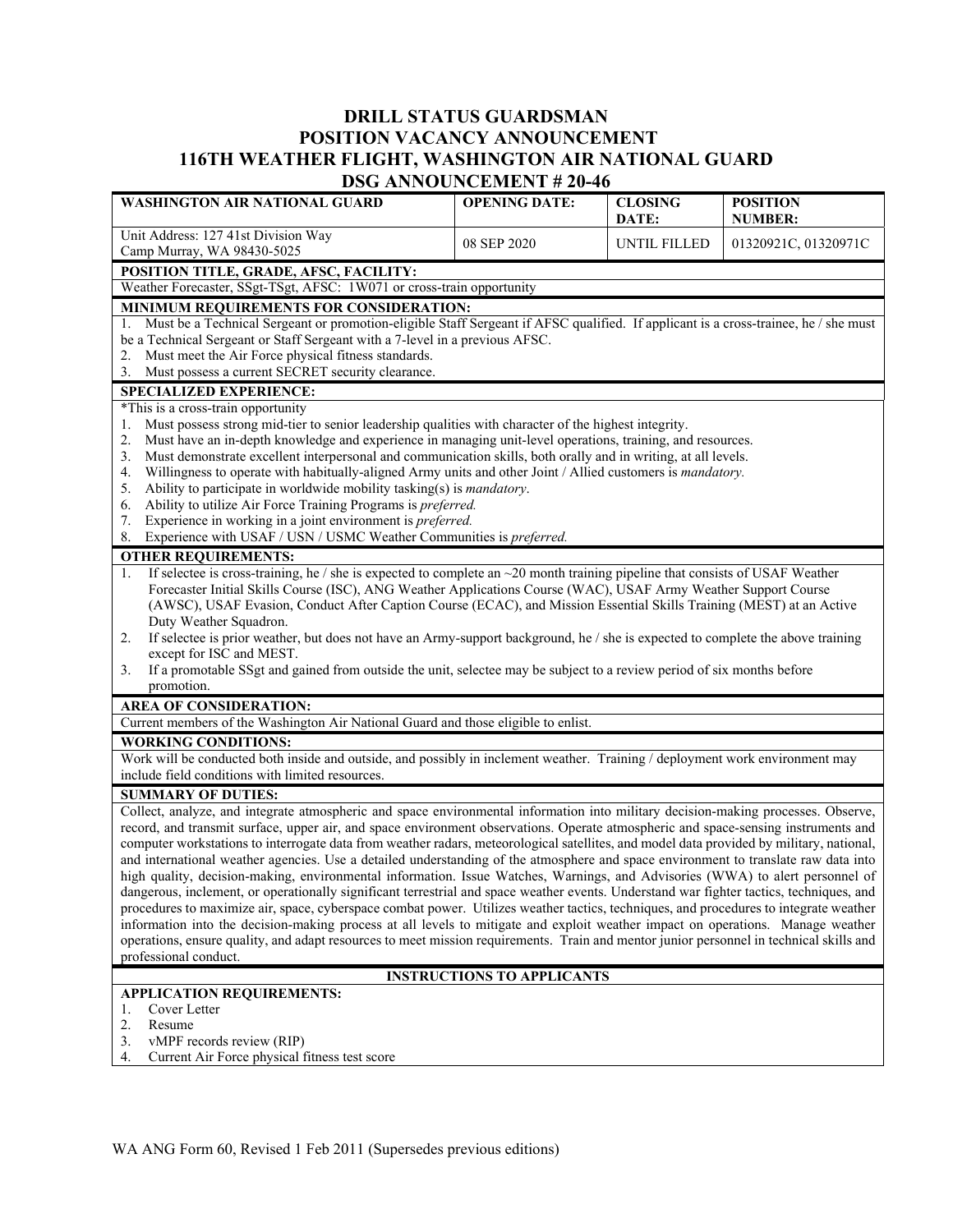# DRILL STATUS GUARDSMAN
# POSITION VACANCY ANNOUNCEMENT
# 116TH WEATHER FLIGHT, WASHINGTON AIR NATIONAL GUARD
# DSG ANNOUNCEMENT # 20-46

| WASHINGTON AIR NATIONAL GUARD | OPENING DATE: | CLOSING DATE: | POSITION NUMBER: |
|---|---|---|---|
| Unit Address: 127 41st Division Way<br>Camp Murray, WA 98430-5025 | 08 SEP 2020 | UNTIL FILLED | 01320921C, 01320971C |

**POSITION TITLE, GRADE, AFSC, FACILITY:**

Weather Forecaster, SSgt-TSgt, AFSC: 1W071 or cross-train opportunity

**MINIMUM REQUIREMENTS FOR CONSIDERATION:**

1. Must be a Technical Sergeant or promotion-eligible Staff Sergeant if AFSC qualified. If applicant is a cross-trainee, he / she must be a Technical Sergeant or Staff Sergeant with a 7-level in a previous AFSC.
2. Must meet the Air Force physical fitness standards.
3. Must possess a current SECRET security clearance.

**SPECIALIZED EXPERIENCE:**

*This is a cross-train opportunity

1. Must possess strong mid-tier to senior leadership qualities with character of the highest integrity.
2. Must have an in-depth knowledge and experience in managing unit-level operations, training, and resources.
3. Must demonstrate excellent interpersonal and communication skills, both orally and in writing, at all levels.
4. Willingness to operate with habitually-aligned Army units and other Joint / Allied customers is *mandatory.*
5. Ability to participate in worldwide mobility tasking(s) is *mandatory*.
6. Ability to utilize Air Force Training Programs is *preferred.*
7. Experience in working in a joint environment is *preferred.*
8. Experience with USAF / USN / USMC Weather Communities is *preferred.*

**OTHER REQUIREMENTS:**

1. If selectee is cross-training, he / she is expected to complete an ~20 month training pipeline that consists of USAF Weather Forecaster Initial Skills Course (ISC), ANG Weather Applications Course (WAC), USAF Army Weather Support Course (AWSC), USAF Evasion, Conduct After Caption Course (ECAC), and Mission Essential Skills Training (MEST) at an Active Duty Weather Squadron.
2. If selectee is prior weather, but does not have an Army-support background, he / she is expected to complete the above training except for ISC and MEST.
3. If a promotable SSgt and gained from outside the unit, selectee may be subject to a review period of six months before promotion.

**AREA OF CONSIDERATION:**

Current members of the Washington Air National Guard and those eligible to enlist.

**WORKING CONDITIONS:**

Work will be conducted both inside and outside, and possibly in inclement weather. Training / deployment work environment may include field conditions with limited resources.

**SUMMARY OF DUTIES:**

Collect, analyze, and integrate atmospheric and space environmental information into military decision-making processes. Observe, record, and transmit surface, upper air, and space environment observations. Operate atmospheric and space-sensing instruments and computer workstations to interrogate data from weather radars, meteorological satellites, and model data provided by military, national, and international weather agencies. Use a detailed understanding of the atmosphere and space environment to translate raw data into high quality, decision-making, environmental information. Issue Watches, Warnings, and Advisories (WWA) to alert personnel of dangerous, inclement, or operationally significant terrestrial and space weather events. Understand war fighter tactics, techniques, and procedures to maximize air, space, cyberspace combat power. Utilizes weather tactics, techniques, and procedures to integrate weather information into the decision-making process at all levels to mitigate and exploit weather impact on operations. Manage weather operations, ensure quality, and adapt resources to meet mission requirements. Train and mentor junior personnel in technical skills and professional conduct.

## INSTRUCTIONS TO APPLICANTS

**APPLICATION REQUIREMENTS:**

1. Cover Letter
2. Resume
3. vMPF records review (RIP)
4. Current Air Force physical fitness test score

WA ANG Form 60, Revised 1 Feb 2011 (Supersedes previous editions)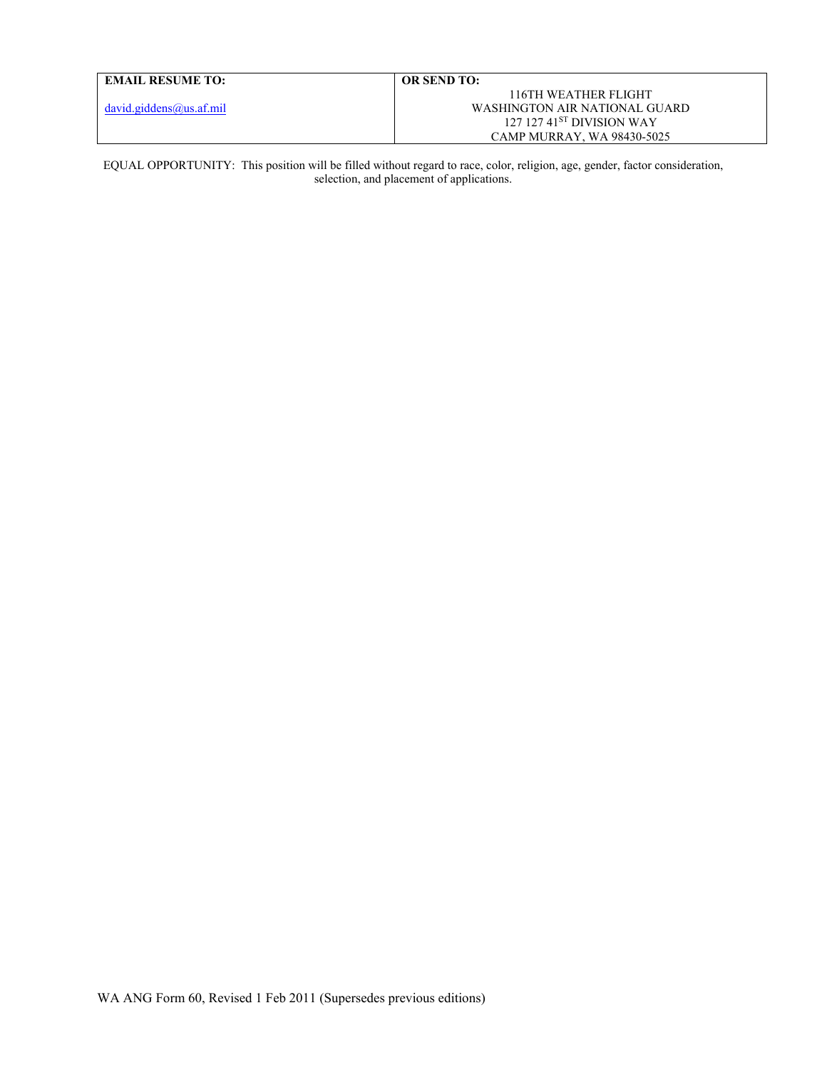| **EMAIL RESUME TO:** | **OR SEND TO:** |
| --- | --- |
| david.giddens@us.af.mil | 116TH WEATHER FLIGHT<br>WASHINGTON AIR NATIONAL GUARD<br>127 127 41ST DIVISION WAY<br>CAMP MURRAY, WA 98430-5025 |

EQUAL OPPORTUNITY: This position will be filled without regard to race, color, religion, age, gender, factor consideration, selection, and placement of applications.

WA ANG Form 60, Revised 1 Feb 2011 (Supersedes previous editions)